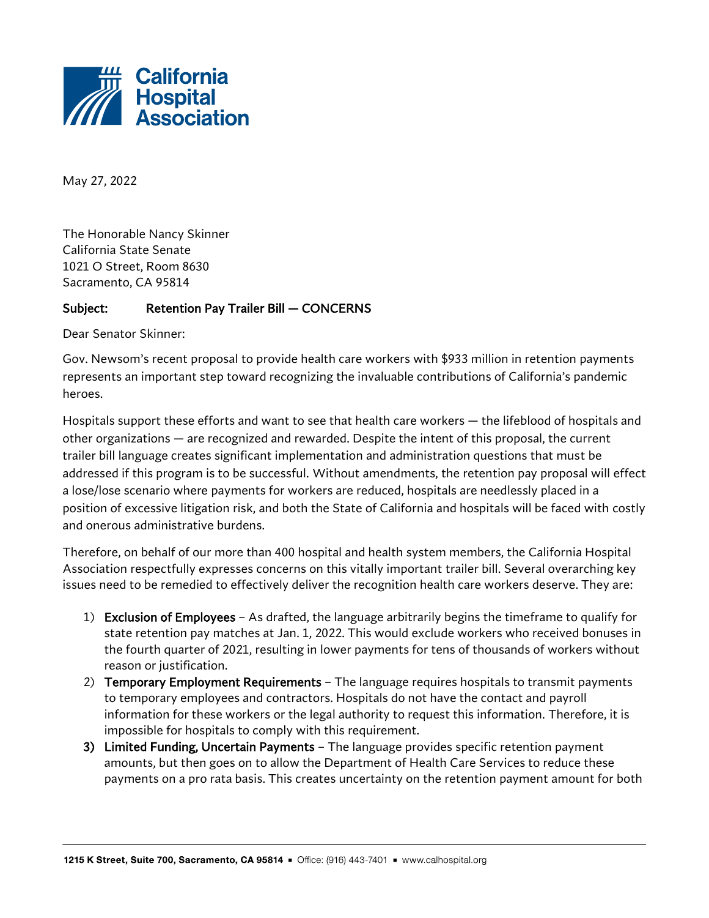**California Hospital Association**

May 27, 2022

The Honorable Nancy Skinner
California State Senate
1021 O Street, Room 8630
Sacramento, CA 95814

**Subject:** **Retention Pay Trailer Bill — CONCERNS**

Dear Senator Skinner:

Gov. Newsom's recent proposal to provide health care workers with $933 million in retention payments represents an important step toward recognizing the invaluable contributions of California's pandemic heroes.

Hospitals support these efforts and want to see that health care workers — the lifeblood of hospitals and other organizations — are recognized and rewarded. Despite the intent of this proposal, the current trailer bill language creates significant implementation and administration questions that must be addressed if this program is to be successful. Without amendments, the retention pay proposal will effect a lose/lose scenario where payments for workers are reduced, hospitals are needlessly placed in a position of excessive litigation risk, and both the State of California and hospitals will be faced with costly and onerous administrative burdens.

Therefore, on behalf of our more than 400 hospital and health system members, the California Hospital Association respectfully expresses concerns on this vitally important trailer bill. Several overarching key issues need to be remedied to effectively deliver the recognition health care workers deserve. They are:

1) **Exclusion of Employees** – As drafted, the language arbitrarily begins the timeframe to qualify for state retention pay matches at Jan. 1, 2022. This would exclude workers who received bonuses in the fourth quarter of 2021, resulting in lower payments for tens of thousands of workers without reason or justification.
2) **Temporary Employment Requirements** – The language requires hospitals to transmit payments to temporary employees and contractors. Hospitals do not have the contact and payroll information for these workers or the legal authority to request this information. Therefore, it is impossible for hospitals to comply with this requirement.
3) **Limited Funding, Uncertain Payments** – The language provides specific retention payment amounts, but then goes on to allow the Department of Health Care Services to reduce these payments on a pro rata basis. This creates uncertainty on the retention payment amount for both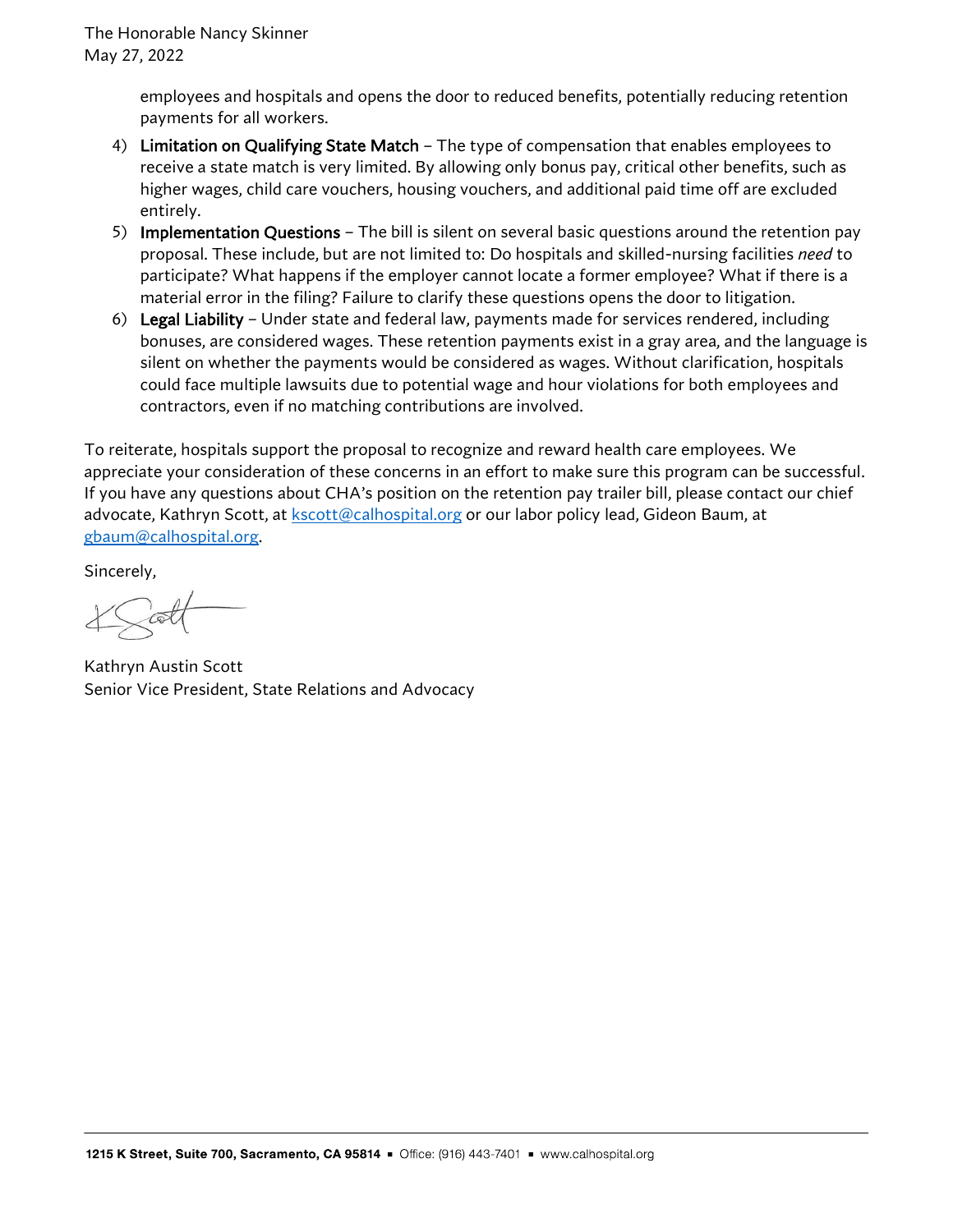employees and hospitals and opens the door to reduced benefits, potentially reducing retention payments for all workers.

4) **Limitation on Qualifying State Match** – The type of compensation that enables employees to receive a state match is very limited. By allowing only bonus pay, critical other benefits, such as higher wages, child care vouchers, housing vouchers, and additional paid time off are excluded entirely.
5) **Implementation Questions** – The bill is silent on several basic questions around the retention pay proposal. These include, but are not limited to: Do hospitals and skilled-nursing facilities *need* to participate? What happens if the employer cannot locate a former employee? What if there is a material error in the filing? Failure to clarify these questions opens the door to litigation.
6) **Legal Liability** – Under state and federal law, payments made for services rendered, including bonuses, are considered wages. These retention payments exist in a gray area, and the language is silent on whether the payments would be considered as wages. Without clarification, hospitals could face multiple lawsuits due to potential wage and hour violations for both employees and contractors, even if no matching contributions are involved.

To reiterate, hospitals support the proposal to recognize and reward health care employees. We appreciate your consideration of these concerns in an effort to make sure this program can be successful. If you have any questions about CHA's position on the retention pay trailer bill, please contact our chief advocate, Kathryn Scott, at kscott@calhospital.org or our labor policy lead, Gideon Baum, at gbaum@calhospital.org.

Sincerely,

Kathryn Austin Scott
Senior Vice President, State Relations and Advocacy